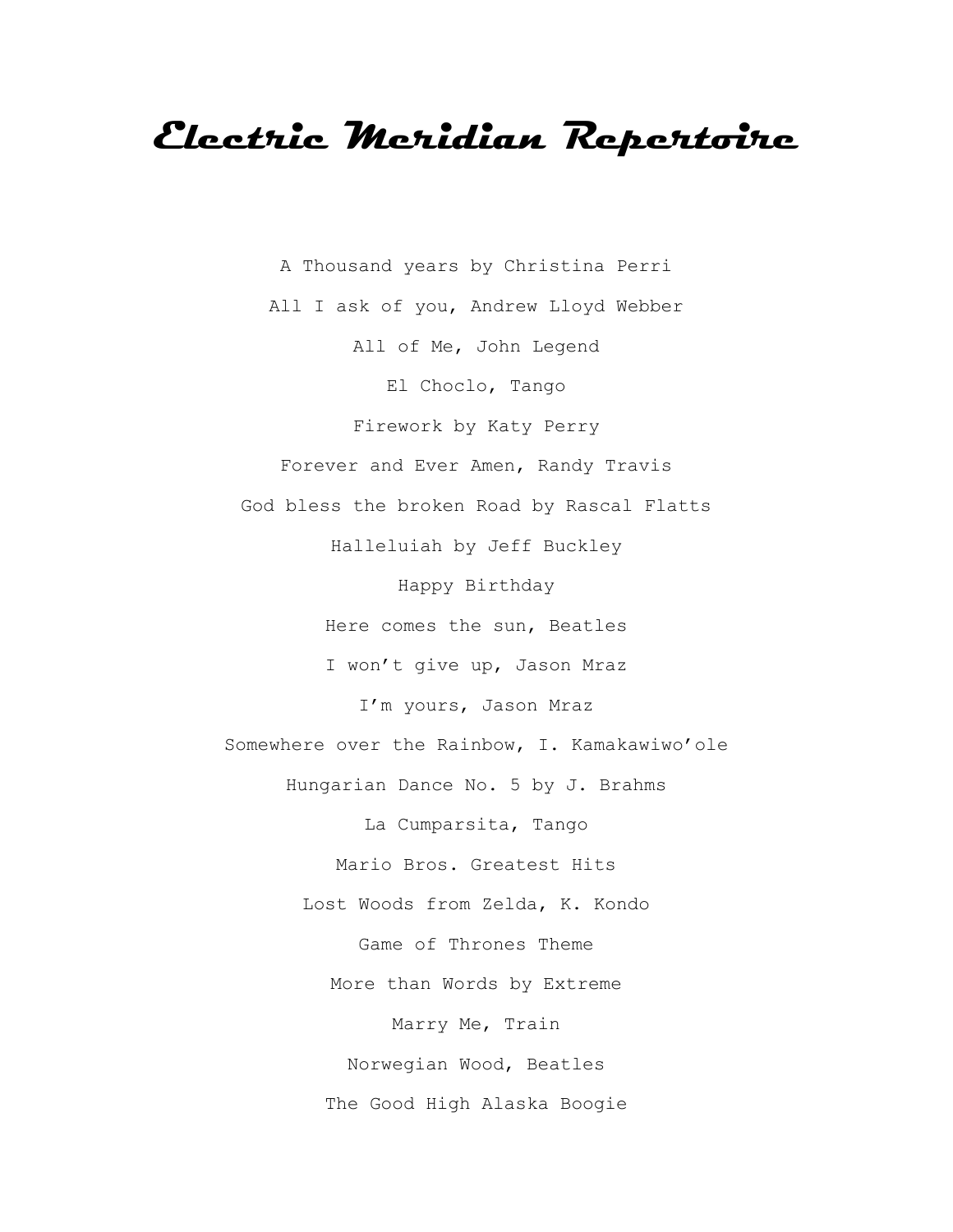# Electric Meridian Repertoire

A Thousand years by Christina Perri

All I ask of you, Andrew Lloyd Webber

All of Me, John Legend

El Choclo, Tango

Firework by Katy Perry

Forever and Ever Amen, Randy Travis

God bless the broken Road by Rascal Flatts

Halleluiah by Jeff Buckley

Happy Birthday

Here comes the sun, Beatles

I won't give up, Jason Mraz

I'm yours, Jason Mraz

Somewhere over the Rainbow, I. Kamakawiwo'ole

Hungarian Dance No. 5 by J. Brahms

La Cumparsita, Tango

Mario Bros. Greatest Hits

Lost Woods from Zelda, K. Kondo

Game of Thrones Theme

More than Words by Extreme

Marry Me, Train

Norwegian Wood, Beatles

The Good High Alaska Boogie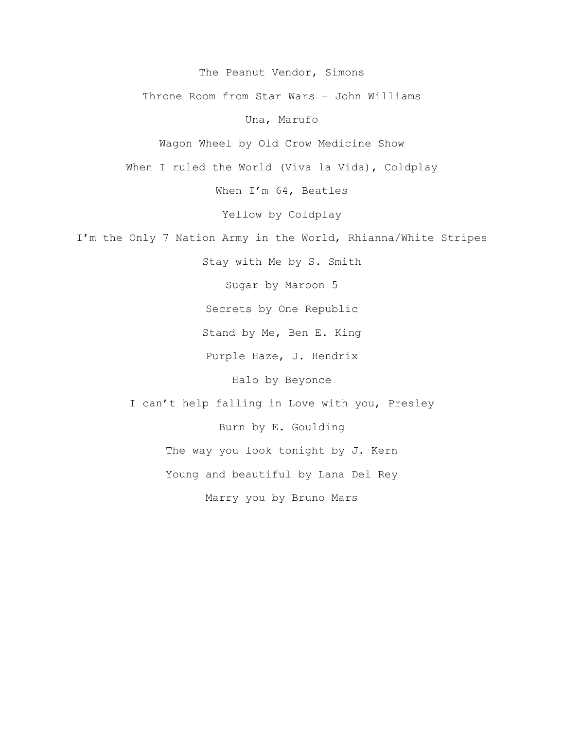The Peanut Vendor, Simons

Throne Room from Star Wars – John Williams

Una, Marufo

Wagon Wheel by Old Crow Medicine Show

When I ruled the World (Viva la Vida), Coldplay

When I’m 64, Beatles

Yellow by Coldplay

I’m the Only 7 Nation Army in the World, Rhianna/White Stripes

Stay with Me by S. Smith

Sugar by Maroon 5

Secrets by One Republic

Stand by Me, Ben E. King

Purple Haze, J. Hendrix

Halo by Beyonce

I can’t help falling in Love with you, Presley

Burn by E. Goulding

The way you look tonight by J. Kern

Young and beautiful by Lana Del Rey

Marry you by Bruno Mars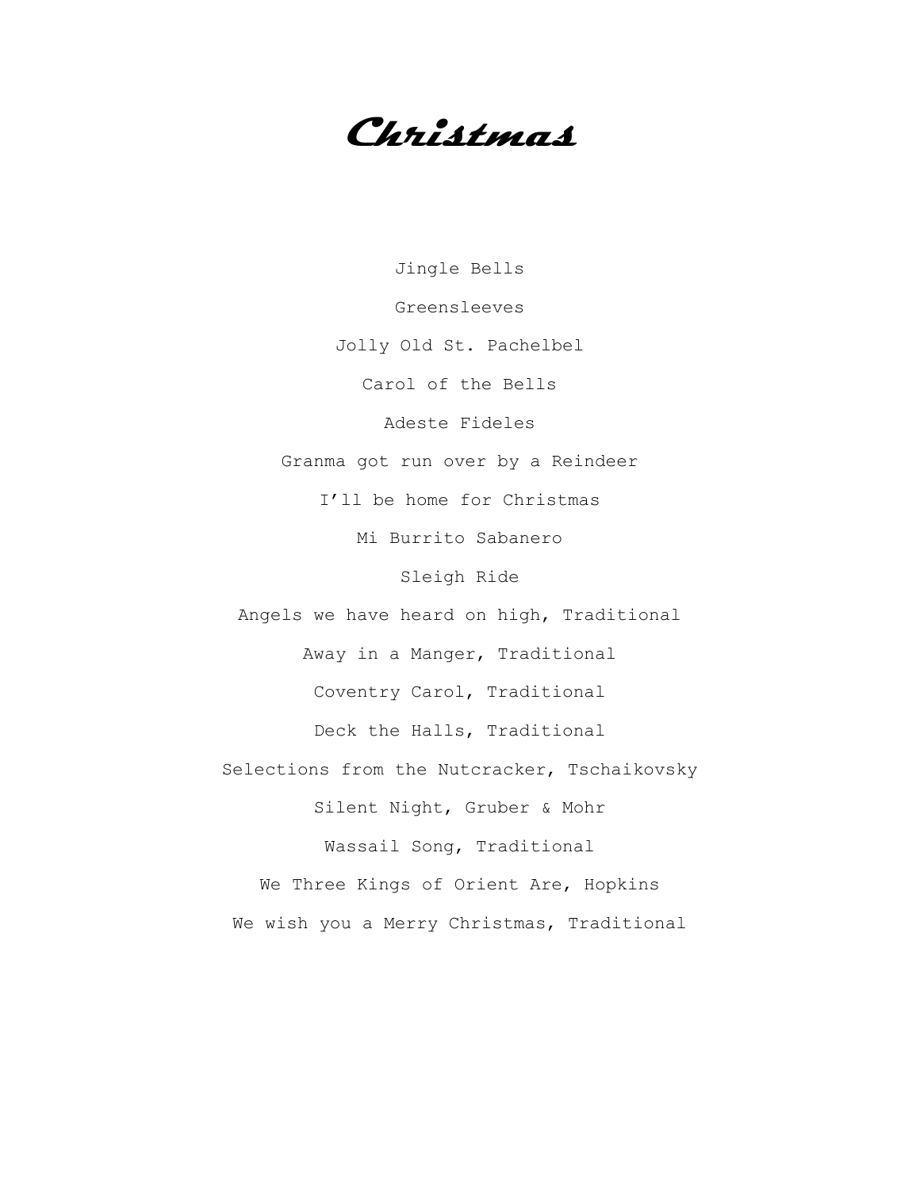# Christmas

Jingle Bells

Greensleeves

Jolly Old St. Pachelbel

Carol of the Bells

Adeste Fideles

Granma got run over by a Reindeer

I'll be home for Christmas

Mi Burrito Sabanero

Sleigh Ride

Angels we have heard on high, Traditional

Away in a Manger, Traditional

Coventry Carol, Traditional

Deck the Halls, Traditional

Selections from the Nutcracker, Tschaikovsky

Silent Night, Gruber & Mohr

Wassail Song, Traditional

We Three Kings of Orient Are, Hopkins

We wish you a Merry Christmas, Traditional